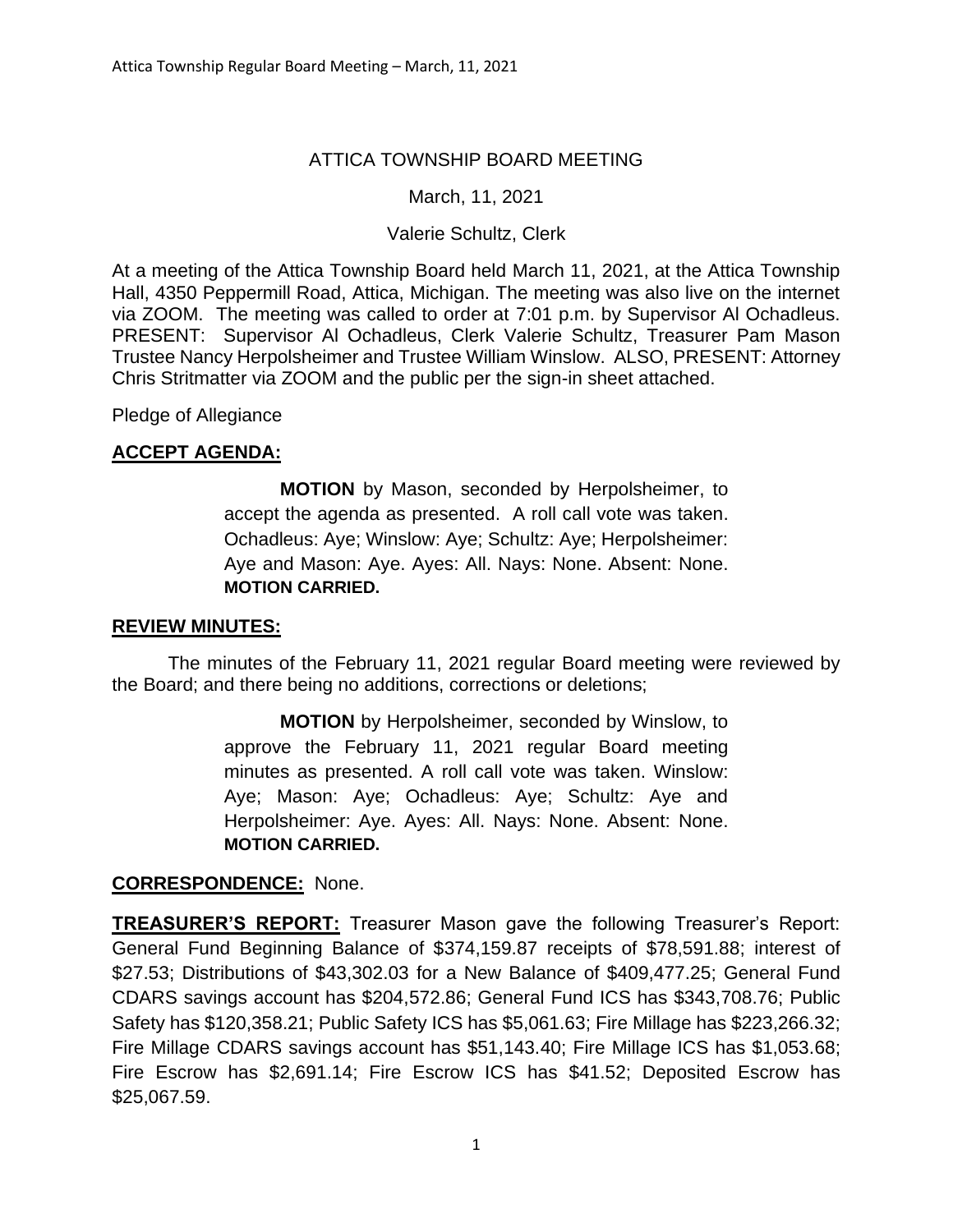# ATTICA TOWNSHIP BOARD MEETING

March, 11, 2021

Valerie Schultz, Clerk

At a meeting of the Attica Township Board held March 11, 2021, at the Attica Township Hall, 4350 Peppermill Road, Attica, Michigan. The meeting was also live on the internet via ZOOM. The meeting was called to order at 7:01 p.m. by Supervisor Al Ochadleus. PRESENT: Supervisor Al Ochadleus, Clerk Valerie Schultz, Treasurer Pam Mason Trustee Nancy Herpolsheimer and Trustee William Winslow. ALSO, PRESENT: Attorney Chris Stritmatter via ZOOM and the public per the sign-in sheet attached.

Pledge of Allegiance

## ACCEPT AGENDA:

**MOTION** by Mason, seconded by Herpolsheimer, to accept the agenda as presented. A roll call vote was taken. Ochadleus: Aye; Winslow: Aye; Schultz: Aye; Herpolsheimer: Aye and Mason: Aye. Ayes: All. Nays: None. Absent: None. **MOTION CARRIED.**

## REVIEW MINUTES:

The minutes of the February 11, 2021 regular Board meeting were reviewed by the Board; and there being no additions, corrections or deletions;

**MOTION** by Herpolsheimer, seconded by Winslow, to approve the February 11, 2021 regular Board meeting minutes as presented. A roll call vote was taken. Winslow: Aye; Mason: Aye; Ochadleus: Aye; Schultz: Aye and Herpolsheimer: Aye. Ayes: All. Nays: None. Absent: None. **MOTION CARRIED.**

**CORRESPONDENCE:** None.

**TREASURER'S REPORT:** Treasurer Mason gave the following Treasurer's Report: General Fund Beginning Balance of $374,159.87 receipts of $78,591.88; interest of $27.53; Distributions of $43,302.03 for a New Balance of $409,477.25; General Fund CDARS savings account has $204,572.86; General Fund ICS has $343,708.76; Public Safety has $120,358.21; Public Safety ICS has $5,061.63; Fire Millage has $223,266.32; Fire Millage CDARS savings account has $51,143.40; Fire Millage ICS has $1,053.68; Fire Escrow has $2,691.14; Fire Escrow ICS has $41.52; Deposited Escrow has $25,067.59.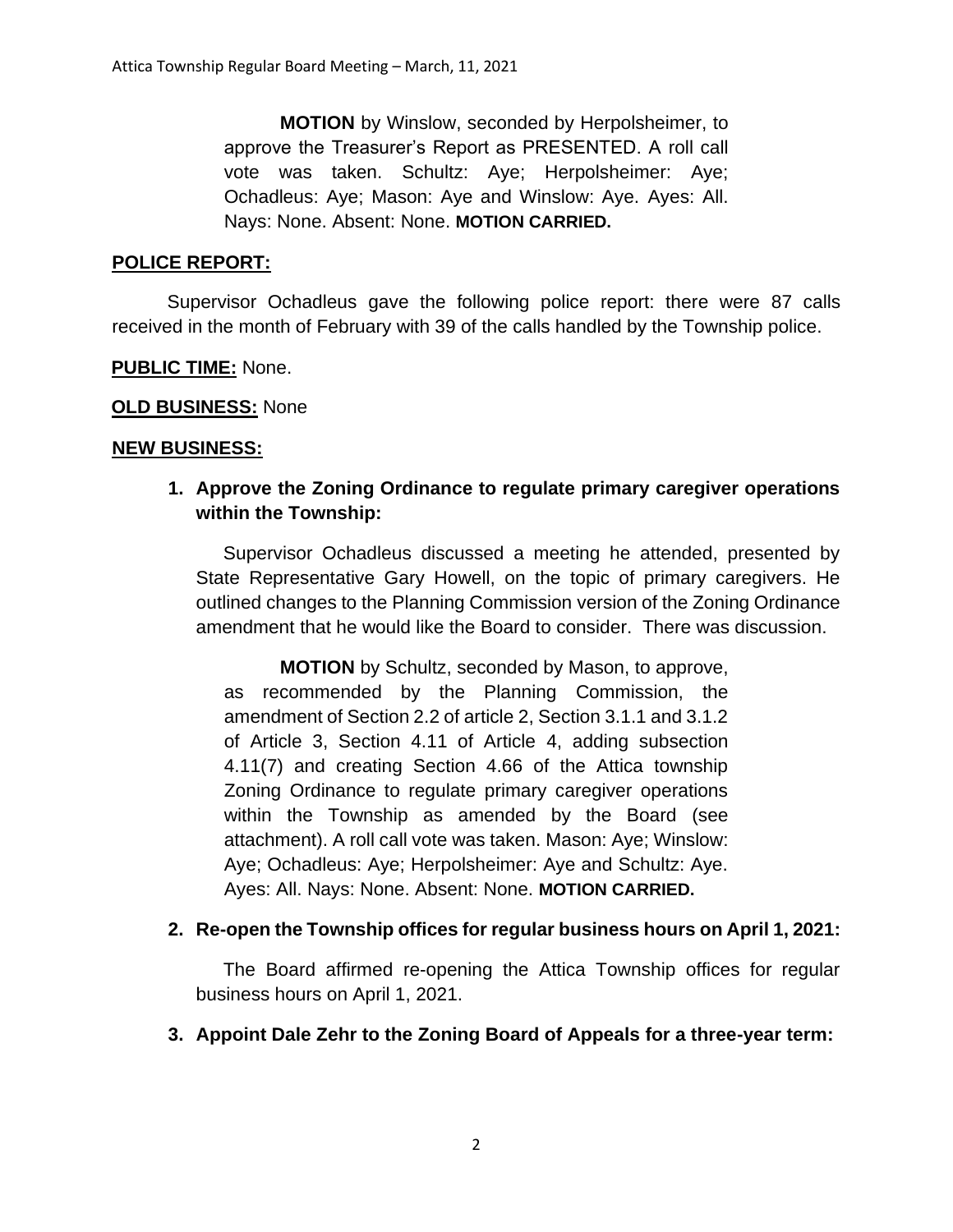**MOTION** by Winslow, seconded by Herpolsheimer, to approve the Treasurer's Report as PRESENTED. A roll call vote was taken. Schultz: Aye; Herpolsheimer: Aye; Ochadleus: Aye; Mason: Aye and Winslow: Aye. Ayes: All. Nays: None. Absent: None. **MOTION CARRIED.**

**POLICE REPORT:**

Supervisor Ochadleus gave the following police report: there were 87 calls received in the month of February with 39 of the calls handled by the Township police.

**PUBLIC TIME:** None.

**OLD BUSINESS:** None

**NEW BUSINESS:**

1. **Approve the Zoning Ordinance to regulate primary caregiver operations within the Township:**

   Supervisor Ochadleus discussed a meeting he attended, presented by State Representative Gary Howell, on the topic of primary caregivers. He outlined changes to the Planning Commission version of the Zoning Ordinance amendment that he would like the Board to consider. There was discussion.

   **MOTION** by Schultz, seconded by Mason, to approve, as recommended by the Planning Commission, the amendment of Section 2.2 of article 2, Section 3.1.1 and 3.1.2 of Article 3, Section 4.11 of Article 4, adding subsection 4.11(7) and creating Section 4.66 of the Attica township Zoning Ordinance to regulate primary caregiver operations within the Township as amended by the Board (see attachment). A roll call vote was taken. Mason: Aye; Winslow: Aye; Ochadleus: Aye; Herpolsheimer: Aye and Schultz: Aye. Ayes: All. Nays: None. Absent: None. **MOTION CARRIED.**

2. **Re-open the Township offices for regular business hours on April 1, 2021:**

   The Board affirmed re-opening the Attica Township offices for regular business hours on April 1, 2021.

3. **Appoint Dale Zehr to the Zoning Board of Appeals for a three-year term:**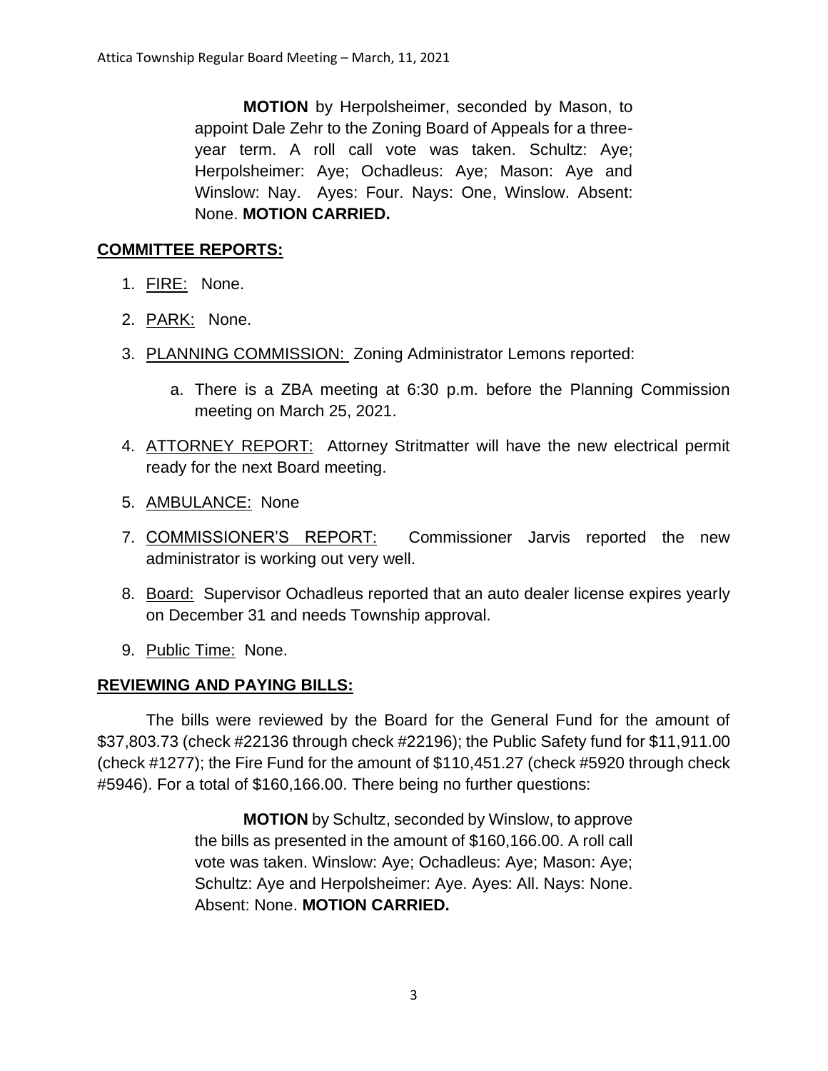**MOTION** by Herpolsheimer, seconded by Mason, to appoint Dale Zehr to the Zoning Board of Appeals for a three-year term. A roll call vote was taken. Schultz: Aye; Herpolsheimer: Aye; Ochadleus: Aye; Mason: Aye and Winslow: Nay. Ayes: Four. Nays: One, Winslow. Absent: None. **MOTION CARRIED.**

## COMMITTEE REPORTS:

1. FIRE: None.
2. PARK: None.
3. PLANNING COMMISSION: Zoning Administrator Lemons reported:
    a. There is a ZBA meeting at 6:30 p.m. before the Planning Commission meeting on March 25, 2021.
4. ATTORNEY REPORT: Attorney Stritmatter will have the new electrical permit ready for the next Board meeting.
5. AMBULANCE: None

7. COMMISSIONER'S REPORT: Commissioner Jarvis reported the new administrator is working out very well.
8. Board: Supervisor Ochadleus reported that an auto dealer license expires yearly on December 31 and needs Township approval.
9. Public Time: None.

## REVIEWING AND PAYING BILLS:

The bills were reviewed by the Board for the General Fund for the amount of $37,803.73 (check #22136 through check #22196); the Public Safety fund for $11,911.00 (check #1277); the Fire Fund for the amount of $110,451.27 (check #5920 through check #5946). For a total of $160,166.00. There being no further questions:

**MOTION** by Schultz, seconded by Winslow, to approve the bills as presented in the amount of $160,166.00. A roll call vote was taken. Winslow: Aye; Ochadleus: Aye; Mason: Aye; Schultz: Aye and Herpolsheimer: Aye. Ayes: All. Nays: None. Absent: None. **MOTION CARRIED.**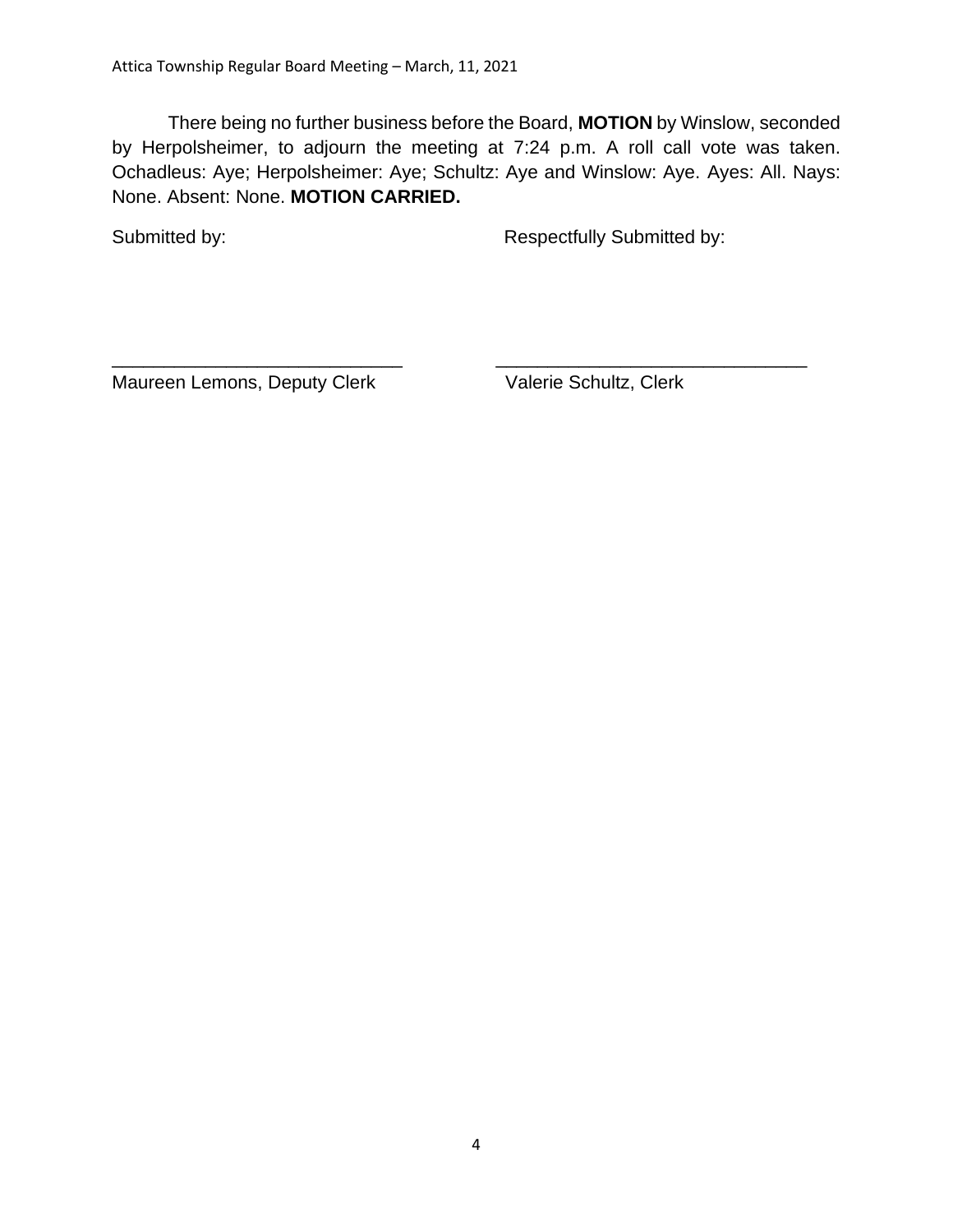There being no further business before the Board, **MOTION** by Winslow, seconded by Herpolsheimer, to adjourn the meeting at 7:24 p.m. A roll call vote was taken. Ochadleus: Aye; Herpolsheimer: Aye; Schultz: Aye and Winslow: Aye. Ayes: All. Nays: None. Absent: None. **MOTION CARRIED.**

| | |
|---|---|
| Submitted by: | Respectfully Submitted by: |
| ____________________________ | ______________________________ |
| Maureen Lemons, Deputy Clerk | Valerie Schultz, Clerk |